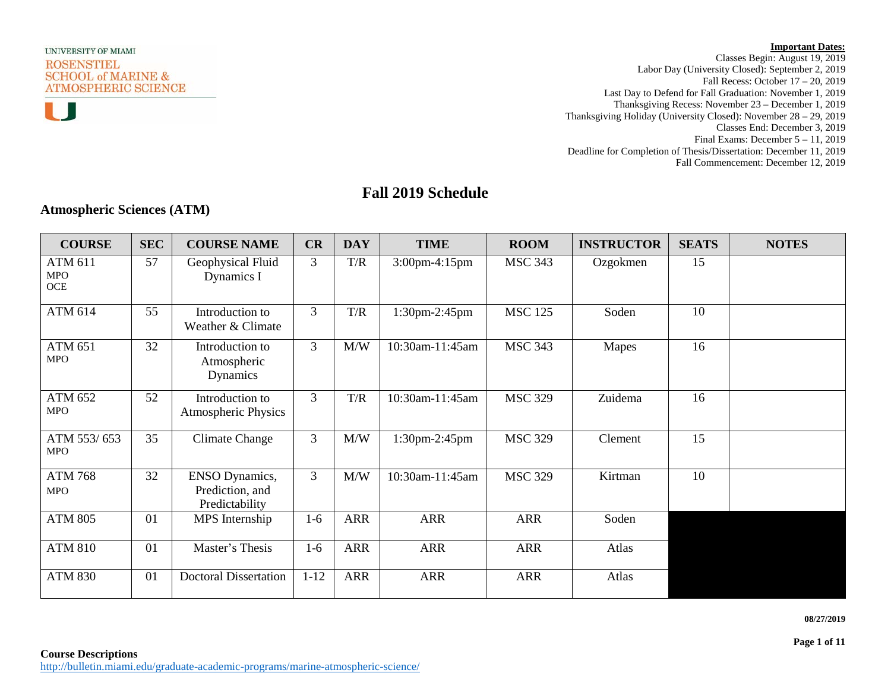UNIVERSITY OF MIAMI
ROSENSTIEL SCHOOL of MARINE & ATMOSPHERIC SCIENCE

**Important Dates:**
Classes Begin: August 19, 2019
Labor Day (University Closed): September 2, 2019
Fall Recess: October 17 – 20, 2019
Last Day to Defend for Fall Graduation: November 1, 2019
Thanksgiving Recess: November 23 – December 1, 2019
Thanksgiving Holiday (University Closed): November 28 – 29, 2019
Classes End: December 3, 2019
Final Exams: December 5 – 11, 2019
Deadline for Completion of Thesis/Dissertation: December 11, 2019
Fall Commencement: December 12, 2019

# Fall 2019 Schedule

## Atmospheric Sciences (ATM)

| COURSE | SEC | COURSE NAME | CR | DAY | TIME | ROOM | INSTRUCTOR | SEATS | NOTES |
|---|---|---|---|---|---|---|---|---|---|
| ATM 611 MPO OCE | 57 | Geophysical Fluid Dynamics I | 3 | T/R | 3:00pm-4:15pm | MSC 343 | Ozgokmen | 15 | |
| ATM 614 | 55 | Introduction to Weather & Climate | 3 | T/R | 1:30pm-2:45pm | MSC 125 | Soden | 10 | |
| ATM 651 MPO | 32 | Introduction to Atmospheric Dynamics | 3 | M/W | 10:30am-11:45am | MSC 343 | Mapes | 16 | |
| ATM 652 MPO | 52 | Introduction to Atmospheric Physics | 3 | T/R | 10:30am-11:45am | MSC 329 | Zuidema | 16 | |
| ATM 553/ 653 MPO | 35 | Climate Change | 3 | M/W | 1:30pm-2:45pm | MSC 329 | Clement | 15 | |
| ATM 768 MPO | 32 | ENSO Dynamics, Prediction, and Predictability | 3 | M/W | 10:30am-11:45am | MSC 329 | Kirtman | 10 | |
| ATM 805 | 01 | MPS Internship | 1-6 | ARR | ARR | ARR | Soden | | |
| ATM 810 | 01 | Master's Thesis | 1-6 | ARR | ARR | ARR | Atlas | | |
| ATM 830 | 01 | Doctoral Dissertation | 1-12 | ARR | ARR | ARR | Atlas | | |

08/27/2019

**Course Descriptions**
http://bulletin.miami.edu/graduate-academic-programs/marine-atmospheric-science/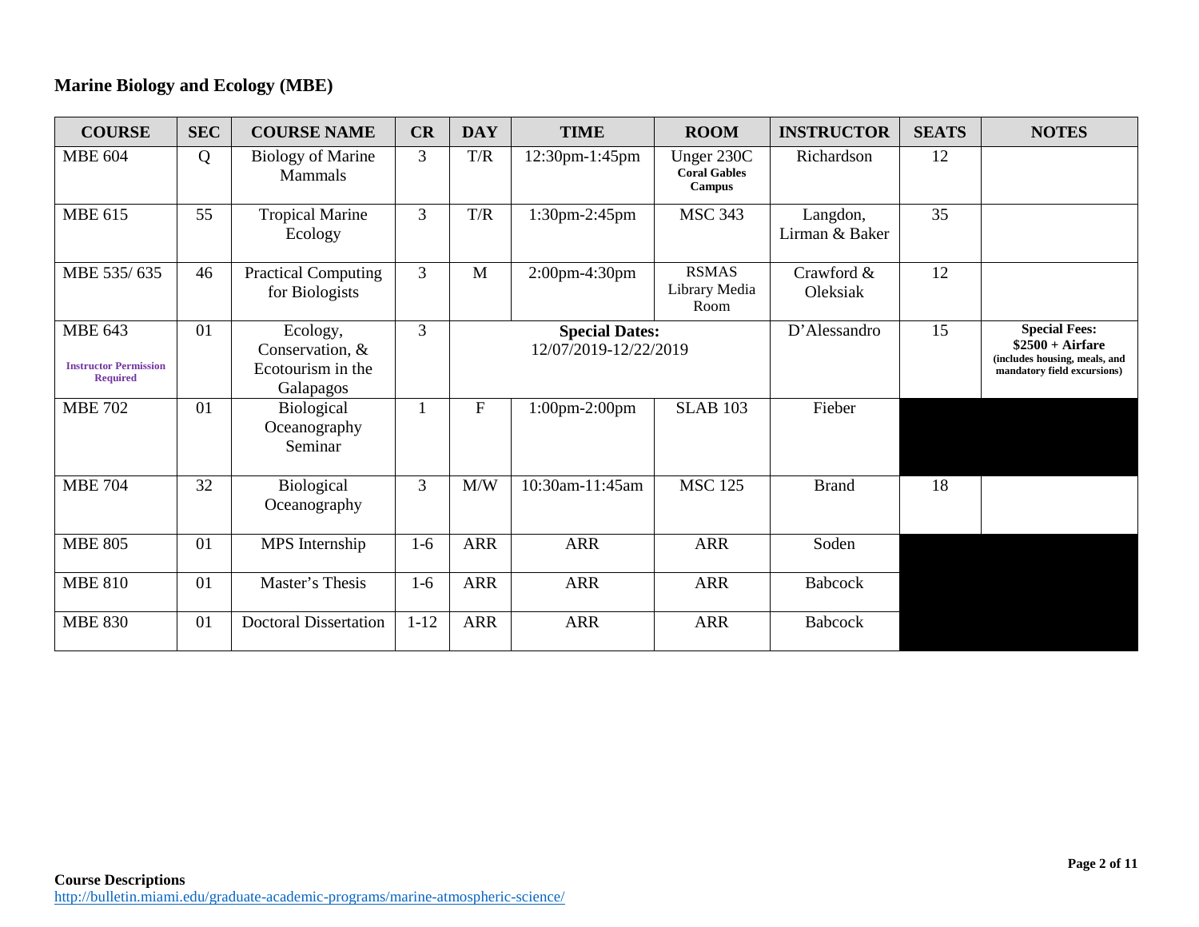## Marine Biology and Ecology (MBE)

| COURSE | SEC | COURSE NAME | CR | DAY | TIME | ROOM | INSTRUCTOR | SEATS | NOTES |
|---|---|---|---|---|---|---|---|---|---|
| MBE 604 | Q | Biology of Marine Mammals | 3 | T/R | 12:30pm-1:45pm | Unger 230C **Coral Gables Campus** | Richardson | 12 | |
| MBE 615 | 55 | Tropical Marine Ecology | 3 | T/R | 1:30pm-2:45pm | MSC 343 | Langdon, Lirman & Baker | 35 | |
| MBE 535/ 635 | 46 | Practical Computing for Biologists | 3 | M | 2:00pm-4:30pm | RSMAS Library Media Room | Crawford & Oleksiak | 12 | |
| MBE 643 **Instructor Permission Required** | 01 | Ecology, Conservation, & Ecotourism in the Galapagos | 3 | **Special Dates:** 12/07/2019-12/22/2019 | | | D'Alessandro | 15 | **Special Fees: $2500 + Airfare (includes housing, meals, and mandatory field excursions)** |
| MBE 702 | 01 | Biological Oceanography Seminar | 1 | F | 1:00pm-2:00pm | SLAB 103 | Fieber | | |
| MBE 704 | 32 | Biological Oceanography | 3 | M/W | 10:30am-11:45am | MSC 125 | Brand | 18 | |
| MBE 805 | 01 | MPS Internship | 1-6 | ARR | ARR | ARR | Soden | | |
| MBE 810 | 01 | Master's Thesis | 1-6 | ARR | ARR | ARR | Babcock | | |
| MBE 830 | 01 | Doctoral Dissertation | 1-12 | ARR | ARR | ARR | Babcock | | |

**Course Descriptions**
http://bulletin.miami.edu/graduate-academic-programs/marine-atmospheric-science/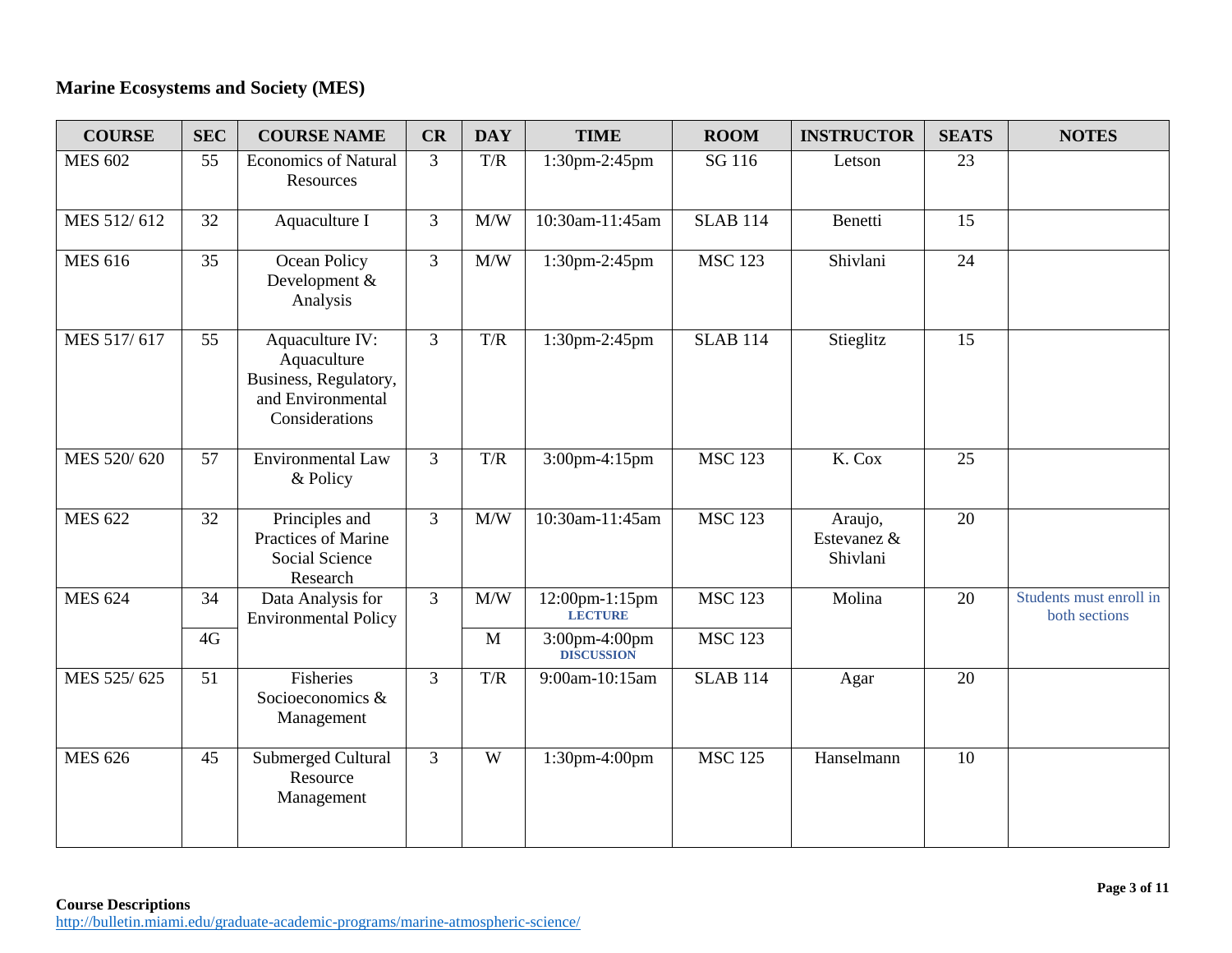## Marine Ecosystems and Society (MES)

| COURSE | SEC | COURSE NAME | CR | DAY | TIME | ROOM | INSTRUCTOR | SEATS | NOTES |
|---|---|---|---|---|---|---|---|---|---|
| MES 602 | 55 | Economics of Natural Resources | 3 | T/R | 1:30pm-2:45pm | SG 116 | Letson | 23 | |
| MES 512/ 612 | 32 | Aquaculture I | 3 | M/W | 10:30am-11:45am | SLAB 114 | Benetti | 15 | |
| MES 616 | 35 | Ocean Policy Development & Analysis | 3 | M/W | 1:30pm-2:45pm | MSC 123 | Shivlani | 24 | |
| MES 517/ 617 | 55 | Aquaculture IV: Aquaculture Business, Regulatory, and Environmental Considerations | 3 | T/R | 1:30pm-2:45pm | SLAB 114 | Stieglitz | 15 | |
| MES 520/ 620 | 57 | Environmental Law & Policy | 3 | T/R | 3:00pm-4:15pm | MSC 123 | K. Cox | 25 | |
| MES 622 | 32 | Principles and Practices of Marine Social Science Research | 3 | M/W | 10:30am-11:45am | MSC 123 | Araujo, Estevanez & Shivlani | 20 | |
| MES 624 | 34 | Data Analysis for Environmental Policy | 3 | M/W | 12:00pm-1:15pm LECTURE | MSC 123 | Molina | 20 | Students must enroll in both sections |
| | 4G | | | M | 3:00pm-4:00pm DISCUSSION | MSC 123 | | | |
| MES 525/ 625 | 51 | Fisheries Socioeconomics & Management | 3 | T/R | 9:00am-10:15am | SLAB 114 | Agar | 20 | |
| MES 626 | 45 | Submerged Cultural Resource Management | 3 | W | 1:30pm-4:00pm | MSC 125 | Hanselmann | 10 | |

**Course Descriptions**
http://bulletin.miami.edu/graduate-academic-programs/marine-atmospheric-science/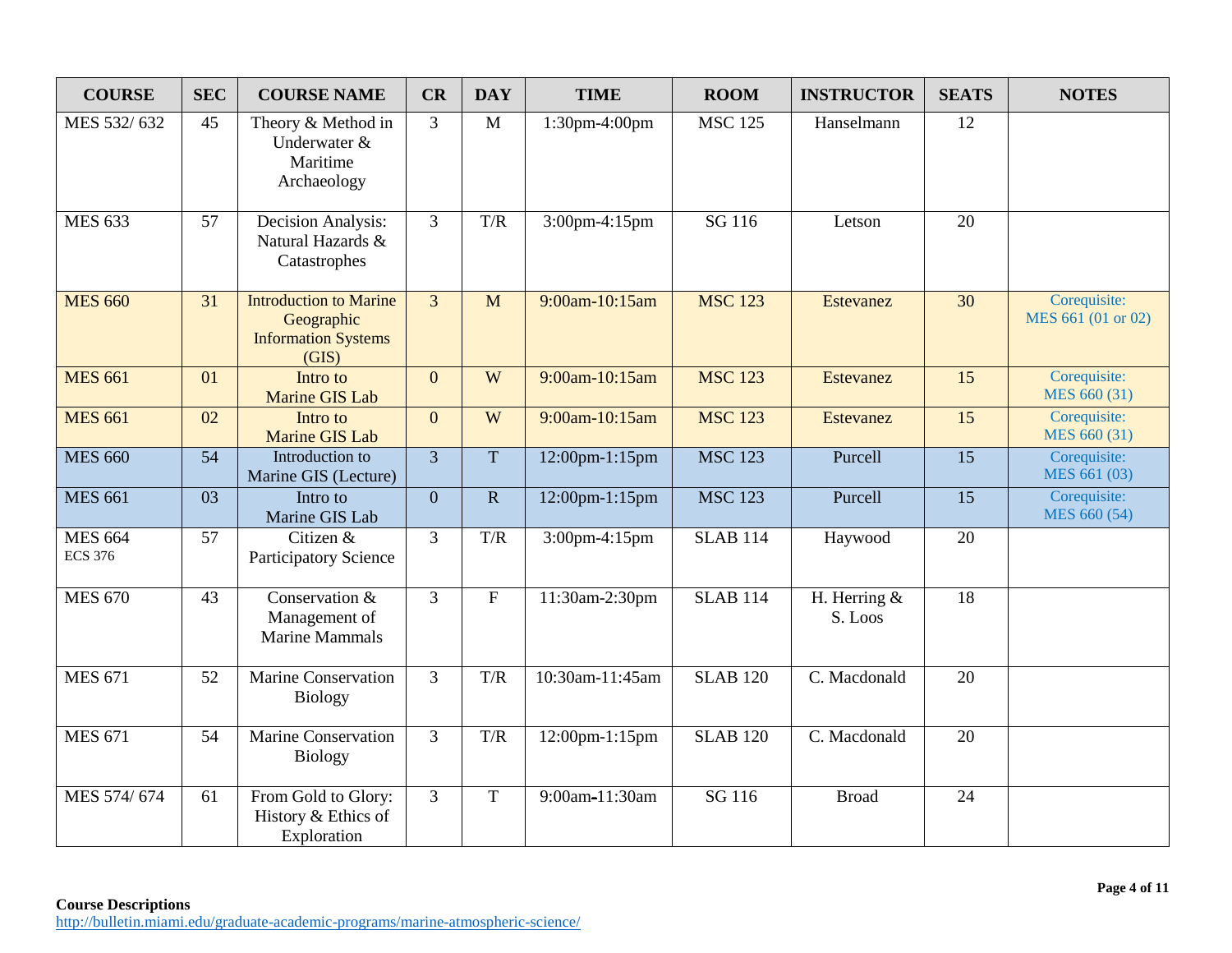| COURSE | SEC | COURSE NAME | CR | DAY | TIME | ROOM | INSTRUCTOR | SEATS | NOTES |
|---|---|---|---|---|---|---|---|---|---|
| MES 532/ 632 | 45 | Theory & Method in Underwater & Maritime Archaeology | 3 | M | 1:30pm-4:00pm | MSC 125 | Hanselmann | 12 | |
| MES 633 | 57 | Decision Analysis: Natural Hazards & Catastrophes | 3 | T/R | 3:00pm-4:15pm | SG 116 | Letson | 20 | |
| MES 660 | 31 | Introduction to Marine Geographic Information Systems (GIS) | 3 | M | 9:00am-10:15am | MSC 123 | Estevanez | 30 | Corequisite: MES 661 (01 or 02) |
| MES 661 | 01 | Intro to Marine GIS Lab | 0 | W | 9:00am-10:15am | MSC 123 | Estevanez | 15 | Corequisite: MES 660 (31) |
| MES 661 | 02 | Intro to Marine GIS Lab | 0 | W | 9:00am-10:15am | MSC 123 | Estevanez | 15 | Corequisite: MES 660 (31) |
| MES 660 | 54 | Introduction to Marine GIS (Lecture) | 3 | T | 12:00pm-1:15pm | MSC 123 | Purcell | 15 | Corequisite: MES 661 (03) |
| MES 661 | 03 | Intro to Marine GIS Lab | 0 | R | 12:00pm-1:15pm | MSC 123 | Purcell | 15 | Corequisite: MES 660 (54) |
| MES 664 ECS 376 | 57 | Citizen & Participatory Science | 3 | T/R | 3:00pm-4:15pm | SLAB 114 | Haywood | 20 | |
| MES 670 | 43 | Conservation & Management of Marine Mammals | 3 | F | 11:30am-2:30pm | SLAB 114 | H. Herring & S. Loos | 18 | |
| MES 671 | 52 | Marine Conservation Biology | 3 | T/R | 10:30am-11:45am | SLAB 120 | C. Macdonald | 20 | |
| MES 671 | 54 | Marine Conservation Biology | 3 | T/R | 12:00pm-1:15pm | SLAB 120 | C. Macdonald | 20 | |
| MES 574/ 674 | 61 | From Gold to Glory: History & Ethics of Exploration | 3 | T | 9:00am-11:30am | SG 116 | Broad | 24 | |

**Course Descriptions**
http://bulletin.miami.edu/graduate-academic-programs/marine-atmospheric-science/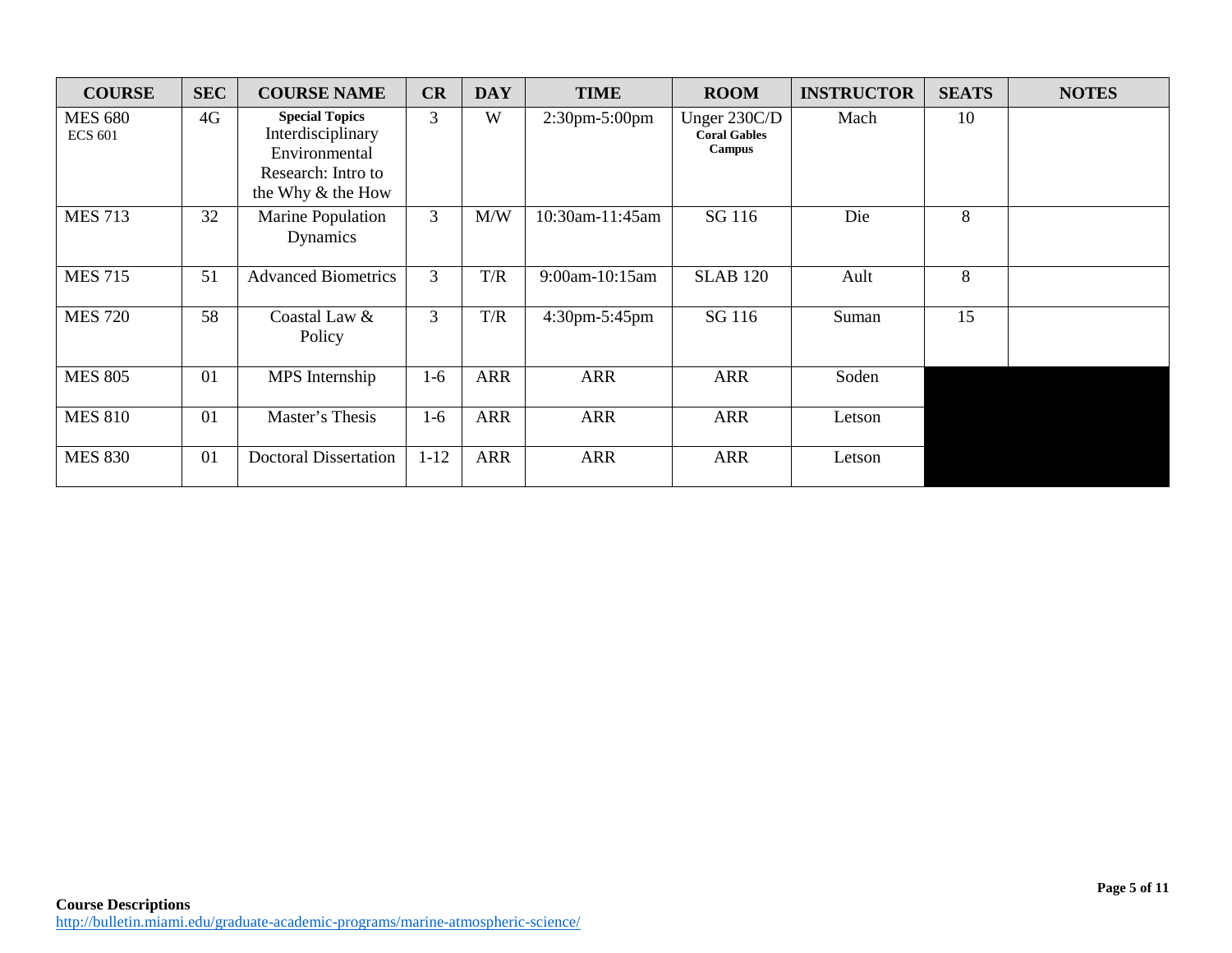| COURSE | SEC | COURSE NAME | CR | DAY | TIME | ROOM | INSTRUCTOR | SEATS | NOTES |
|---|---|---|---|---|---|---|---|---|---|
| MES 680 ECS 601 | 4G | **Special Topics** Interdisciplinary Environmental Research: Intro to the Why & the How | 3 | W | 2:30pm-5:00pm | Unger 230C/D **Coral Gables Campus** | Mach | 10 | |
| MES 713 | 32 | Marine Population Dynamics | 3 | M/W | 10:30am-11:45am | SG 116 | Die | 8 | |
| MES 715 | 51 | Advanced Biometrics | 3 | T/R | 9:00am-10:15am | SLAB 120 | Ault | 8 | |
| MES 720 | 58 | Coastal Law & Policy | 3 | T/R | 4:30pm-5:45pm | SG 116 | Suman | 15 | |
| MES 805 | 01 | MPS Internship | 1-6 | ARR | ARR | ARR | Soden | | |
| MES 810 | 01 | Master's Thesis | 1-6 | ARR | ARR | ARR | Letson | | |
| MES 830 | 01 | Doctoral Dissertation | 1-12 | ARR | ARR | ARR | Letson | | |

**Course Descriptions**
http://bulletin.miami.edu/graduate-academic-programs/marine-atmospheric-science/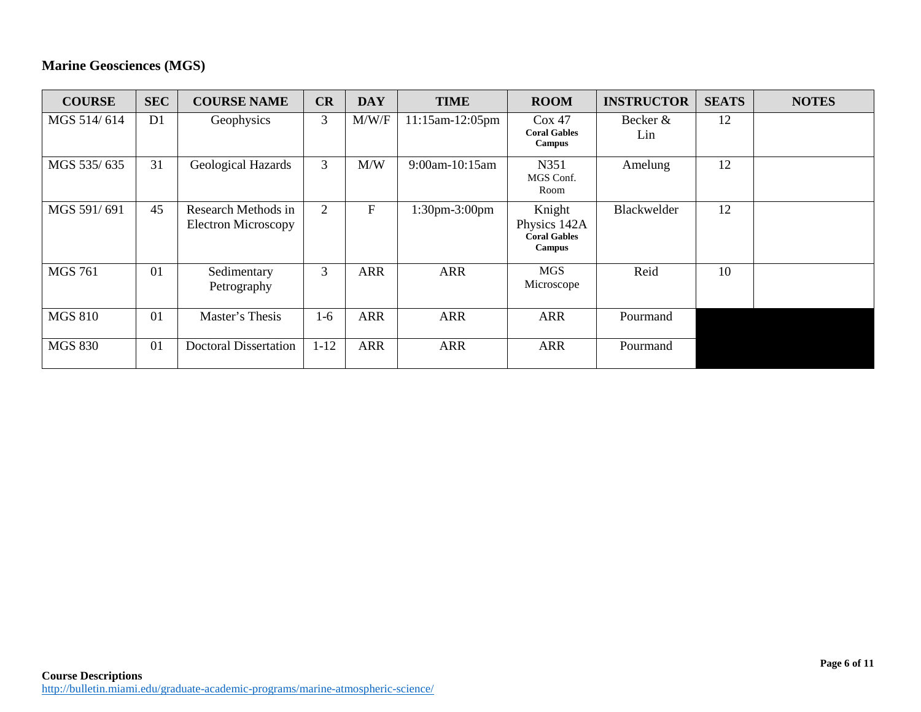## Marine Geosciences (MGS)

| COURSE | SEC | COURSE NAME | CR | DAY | TIME | ROOM | INSTRUCTOR | SEATS | NOTES |
|---|---|---|---|---|---|---|---|---|---|
| MGS 514/ 614 | D1 | Geophysics | 3 | M/W/F | 11:15am-12:05pm | Cox 47 **Coral Gables Campus** | Becker & Lin | 12 | |
| MGS 535/ 635 | 31 | Geological Hazards | 3 | M/W | 9:00am-10:15am | N351 MGS Conf. Room | Amelung | 12 | |
| MGS 591/ 691 | 45 | Research Methods in Electron Microscopy | 2 | F | 1:30pm-3:00pm | Knight Physics 142A **Coral Gables Campus** | Blackwelder | 12 | |
| MGS 761 | 01 | Sedimentary Petrography | 3 | ARR | ARR | MGS Microscope | Reid | 10 | |
| MGS 810 | 01 | Master's Thesis | 1-6 | ARR | ARR | ARR | Pourmand | | |
| MGS 830 | 01 | Doctoral Dissertation | 1-12 | ARR | ARR | ARR | Pourmand | | |

**Course Descriptions**
http://bulletin.miami.edu/graduate-academic-programs/marine-atmospheric-science/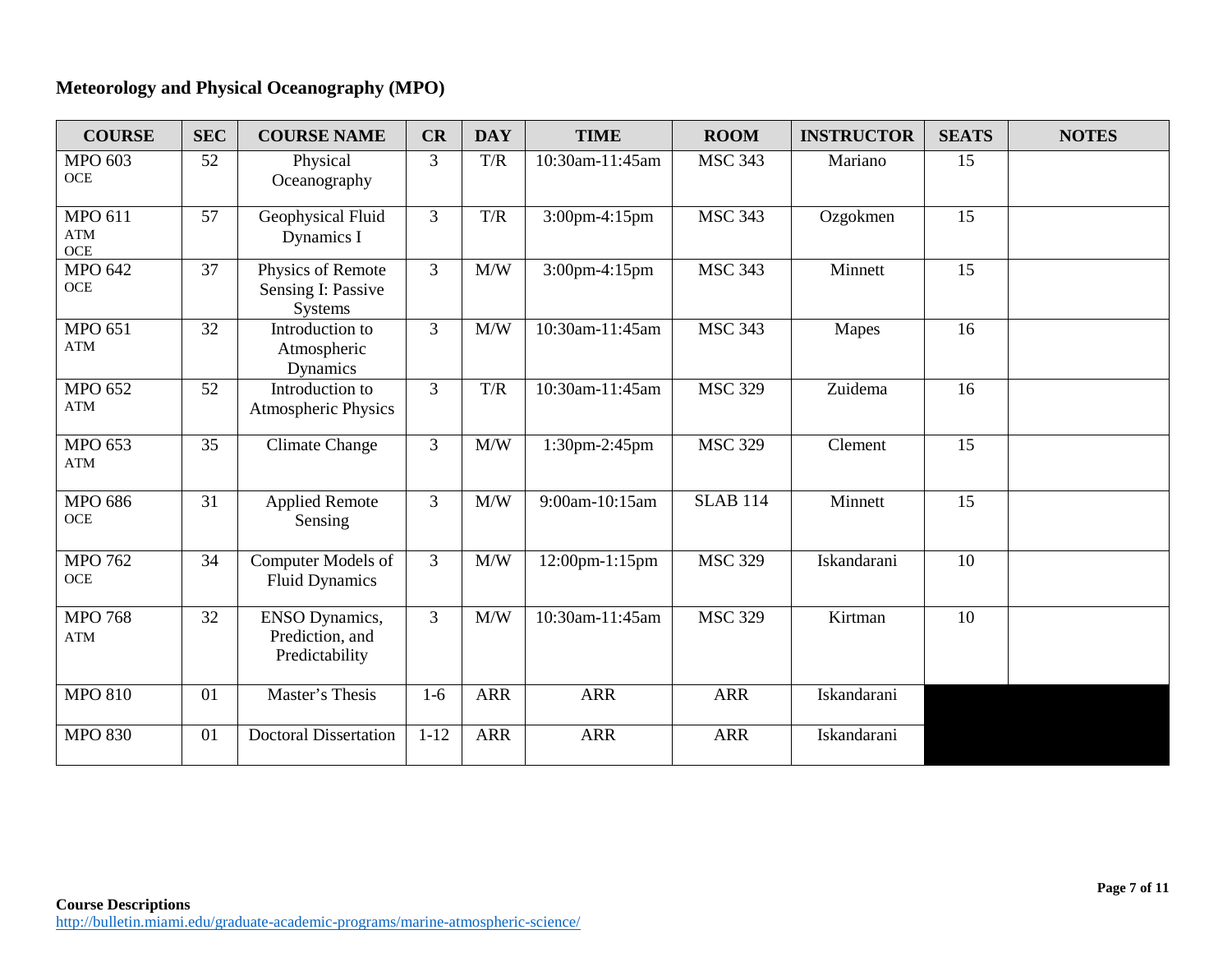## Meteorology and Physical Oceanography (MPO)

| COURSE | SEC | COURSE NAME | CR | DAY | TIME | ROOM | INSTRUCTOR | SEATS | NOTES |
|---|---|---|---|---|---|---|---|---|---|
| MPO 603 OCE | 52 | Physical Oceanography | 3 | T/R | 10:30am-11:45am | MSC 343 | Mariano | 15 | |
| MPO 611 ATM OCE | 57 | Geophysical Fluid Dynamics I | 3 | T/R | 3:00pm-4:15pm | MSC 343 | Ozgokmen | 15 | |
| MPO 642 OCE | 37 | Physics of Remote Sensing I: Passive Systems | 3 | M/W | 3:00pm-4:15pm | MSC 343 | Minnett | 15 | |
| MPO 651 ATM | 32 | Introduction to Atmospheric Dynamics | 3 | M/W | 10:30am-11:45am | MSC 343 | Mapes | 16 | |
| MPO 652 ATM | 52 | Introduction to Atmospheric Physics | 3 | T/R | 10:30am-11:45am | MSC 329 | Zuidema | 16 | |
| MPO 653 ATM | 35 | Climate Change | 3 | M/W | 1:30pm-2:45pm | MSC 329 | Clement | 15 | |
| MPO 686 OCE | 31 | Applied Remote Sensing | 3 | M/W | 9:00am-10:15am | SLAB 114 | Minnett | 15 | |
| MPO 762 OCE | 34 | Computer Models of Fluid Dynamics | 3 | M/W | 12:00pm-1:15pm | MSC 329 | Iskandarani | 10 | |
| MPO 768 ATM | 32 | ENSO Dynamics, Prediction, and Predictability | 3 | M/W | 10:30am-11:45am | MSC 329 | Kirtman | 10 | |
| MPO 810 | 01 | Master's Thesis | 1-6 | ARR | ARR | ARR | Iskandarani | | |
| MPO 830 | 01 | Doctoral Dissertation | 1-12 | ARR | ARR | ARR | Iskandarani | | |

**Course Descriptions**
http://bulletin.miami.edu/graduate-academic-programs/marine-atmospheric-science/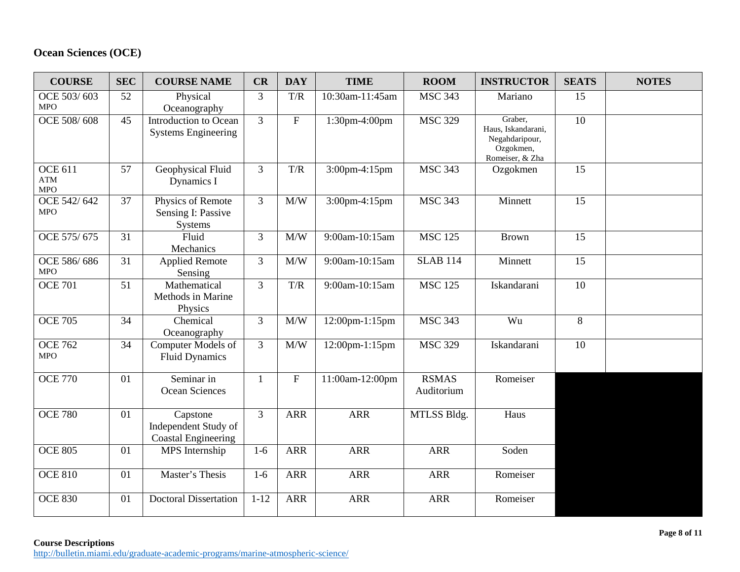## Ocean Sciences (OCE)

| COURSE | SEC | COURSE NAME | CR | DAY | TIME | ROOM | INSTRUCTOR | SEATS | NOTES |
|---|---|---|---|---|---|---|---|---|---|
| OCE 503/ 603 MPO | 52 | Physical Oceanography | 3 | T/R | 10:30am-11:45am | MSC 343 | Mariano | 15 | |
| OCE 508/ 608 | 45 | Introduction to Ocean Systems Engineering | 3 | F | 1:30pm-4:00pm | MSC 329 | Graber, Haus, Iskandarani, Negahdaripour, Ozgokmen, Romeiser, & Zha | 10 | |
| OCE 611 ATM MPO | 57 | Geophysical Fluid Dynamics I | 3 | T/R | 3:00pm-4:15pm | MSC 343 | Ozgokmen | 15 | |
| OCE 542/ 642 MPO | 37 | Physics of Remote Sensing I: Passive Systems | 3 | M/W | 3:00pm-4:15pm | MSC 343 | Minnett | 15 | |
| OCE 575/ 675 | 31 | Fluid Mechanics | 3 | M/W | 9:00am-10:15am | MSC 125 | Brown | 15 | |
| OCE 586/ 686 MPO | 31 | Applied Remote Sensing | 3 | M/W | 9:00am-10:15am | SLAB 114 | Minnett | 15 | |
| OCE 701 | 51 | Mathematical Methods in Marine Physics | 3 | T/R | 9:00am-10:15am | MSC 125 | Iskandarani | 10 | |
| OCE 705 | 34 | Chemical Oceanography | 3 | M/W | 12:00pm-1:15pm | MSC 343 | Wu | 8 | |
| OCE 762 MPO | 34 | Computer Models of Fluid Dynamics | 3 | M/W | 12:00pm-1:15pm | MSC 329 | Iskandarani | 10 | |
| OCE 770 | 01 | Seminar in Ocean Sciences | 1 | F | 11:00am-12:00pm | RSMAS Auditorium | Romeiser | | |
| OCE 780 | 01 | Capstone Independent Study of Coastal Engineering | 3 | ARR | ARR | MTLSS Bldg. | Haus | | |
| OCE 805 | 01 | MPS Internship | 1-6 | ARR | ARR | ARR | Soden | | |
| OCE 810 | 01 | Master's Thesis | 1-6 | ARR | ARR | ARR | Romeiser | | |
| OCE 830 | 01 | Doctoral Dissertation | 1-12 | ARR | ARR | ARR | Romeiser | | |

**Course Descriptions**
http://bulletin.miami.edu/graduate-academic-programs/marine-atmospheric-science/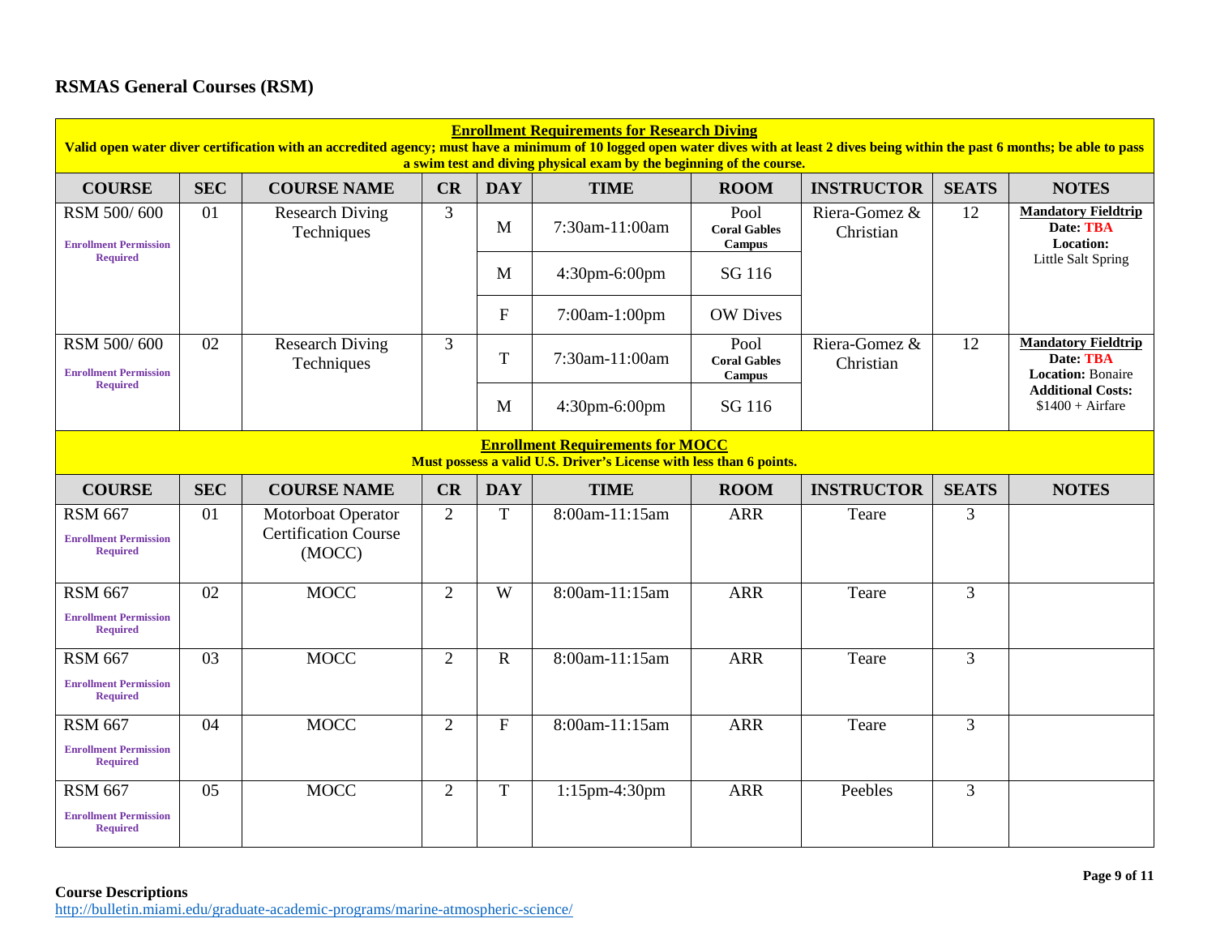## RSMAS General Courses (RSM)

**Enrollment Requirements for Research Diving**

**Valid open water diver certification with an accredited agency; must have a minimum of 10 logged open water dives with at least 2 dives being within the past 6 months; be able to pass a swim test and diving physical exam by the beginning of the course.**

| COURSE | SEC | COURSE NAME | CR | DAY | TIME | ROOM | INSTRUCTOR | SEATS | NOTES |
|---|---|---|---|---|---|---|---|---|---|
| RSM 500/ 600 **Enrollment Permission Required** | 01 | Research Diving Techniques | 3 | M | 7:30am-11:00am | Pool **Coral Gables Campus** | Riera-Gomez & Christian | 12 | **Mandatory Fieldtrip** **Date: TBA** **Location:** Little Salt Spring |
| | | | | M | 4:30pm-6:00pm | SG 116 | | | |
| | | | | F | 7:00am-1:00pm | OW Dives | | | |
| RSM 500/ 600 **Enrollment Permission Required** | 02 | Research Diving Techniques | 3 | T | 7:30am-11:00am | Pool **Coral Gables Campus** | Riera-Gomez & Christian | 12 | **Mandatory Fieldtrip** **Date: TBA** **Location:** Bonaire **Additional Costs:** $1400 + Airfare |
| | | | | M | 4:30pm-6:00pm | SG 116 | | | |

**Enrollment Requirements for MOCC**

**Must possess a valid U.S. Driver's License with less than 6 points.**

| COURSE | SEC | COURSE NAME | CR | DAY | TIME | ROOM | INSTRUCTOR | SEATS | NOTES |
|---|---|---|---|---|---|---|---|---|---|
| RSM 667 **Enrollment Permission Required** | 01 | Motorboat Operator Certification Course (MOCC) | 2 | T | 8:00am-11:15am | ARR | Teare | 3 | |
| RSM 667 **Enrollment Permission Required** | 02 | MOCC | 2 | W | 8:00am-11:15am | ARR | Teare | 3 | |
| RSM 667 **Enrollment Permission Required** | 03 | MOCC | 2 | R | 8:00am-11:15am | ARR | Teare | 3 | |
| RSM 667 **Enrollment Permission Required** | 04 | MOCC | 2 | F | 8:00am-11:15am | ARR | Teare | 3 | |
| RSM 667 **Enrollment Permission Required** | 05 | MOCC | 2 | T | 1:15pm-4:30pm | ARR | Peebles | 3 | |

**Course Descriptions**
http://bulletin.miami.edu/graduate-academic-programs/marine-atmospheric-science/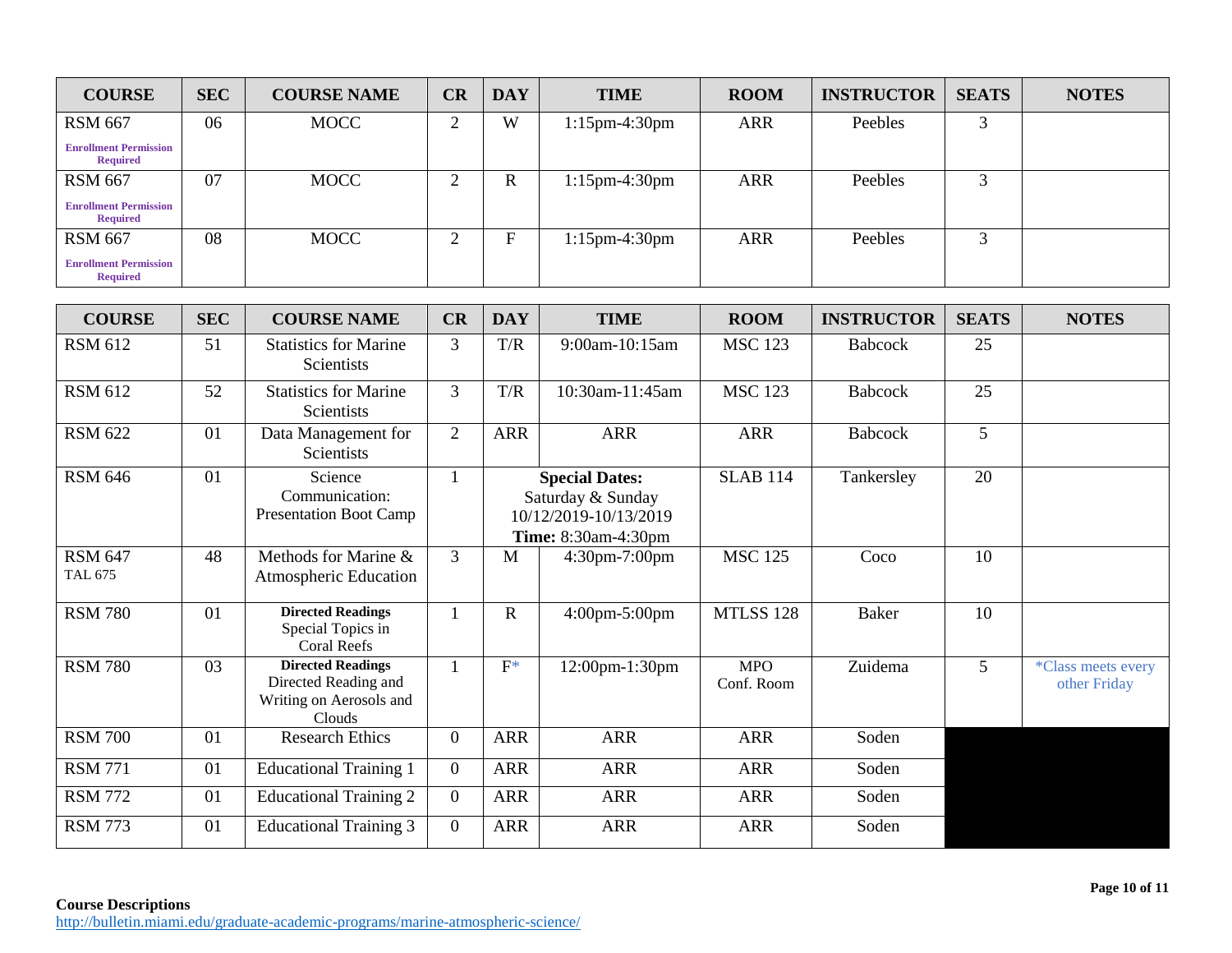| COURSE | SEC | COURSE NAME | CR | DAY | TIME | ROOM | INSTRUCTOR | SEATS | NOTES |
|---|---|---|---|---|---|---|---|---|---|
| RSM 667<br>**Enrollment Permission Required** | 06 | MOCC | 2 | W | 1:15pm-4:30pm | ARR | Peebles | 3 | |
| RSM 667<br>**Enrollment Permission Required** | 07 | MOCC | 2 | R | 1:15pm-4:30pm | ARR | Peebles | 3 | |
| RSM 667<br>**Enrollment Permission Required** | 08 | MOCC | 2 | F | 1:15pm-4:30pm | ARR | Peebles | 3 | |

| COURSE | SEC | COURSE NAME | CR | DAY | TIME | ROOM | INSTRUCTOR | SEATS | NOTES |
|---|---|---|---|---|---|---|---|---|---|
| RSM 612 | 51 | Statistics for Marine Scientists | 3 | T/R | 9:00am-10:15am | MSC 123 | Babcock | 25 | |
| RSM 612 | 52 | Statistics for Marine Scientists | 3 | T/R | 10:30am-11:45am | MSC 123 | Babcock | 25 | |
| RSM 622 | 01 | Data Management for Scientists | 2 | ARR | ARR | ARR | Babcock | 5 | |
| RSM 646 | 01 | Science Communication: Presentation Boot Camp | 1 | **Special Dates:** Saturday & Sunday 10/12/2019-10/13/2019 **Time:** 8:30am-4:30pm | | SLAB 114 | Tankersley | 20 | |
| RSM 647<br>TAL 675 | 48 | Methods for Marine & Atmospheric Education | 3 | M | 4:30pm-7:00pm | MSC 125 | Coco | 10 | |
| RSM 780 | 01 | **Directed Readings** Special Topics in Coral Reefs | 1 | R | 4:00pm-5:00pm | MTLSS 128 | Baker | 10 | |
| RSM 780 | 03 | **Directed Readings** Directed Reading and Writing on Aerosols and Clouds | 1 | F* | 12:00pm-1:30pm | MPO Conf. Room | Zuidema | 5 | *Class meets every other Friday |
| RSM 700 | 01 | Research Ethics | 0 | ARR | ARR | ARR | Soden | | |
| RSM 771 | 01 | Educational Training 1 | 0 | ARR | ARR | ARR | Soden | | |
| RSM 772 | 01 | Educational Training 2 | 0 | ARR | ARR | ARR | Soden | | |
| RSM 773 | 01 | Educational Training 3 | 0 | ARR | ARR | ARR | Soden | | |

**Course Descriptions**
http://bulletin.miami.edu/graduate-academic-programs/marine-atmospheric-science/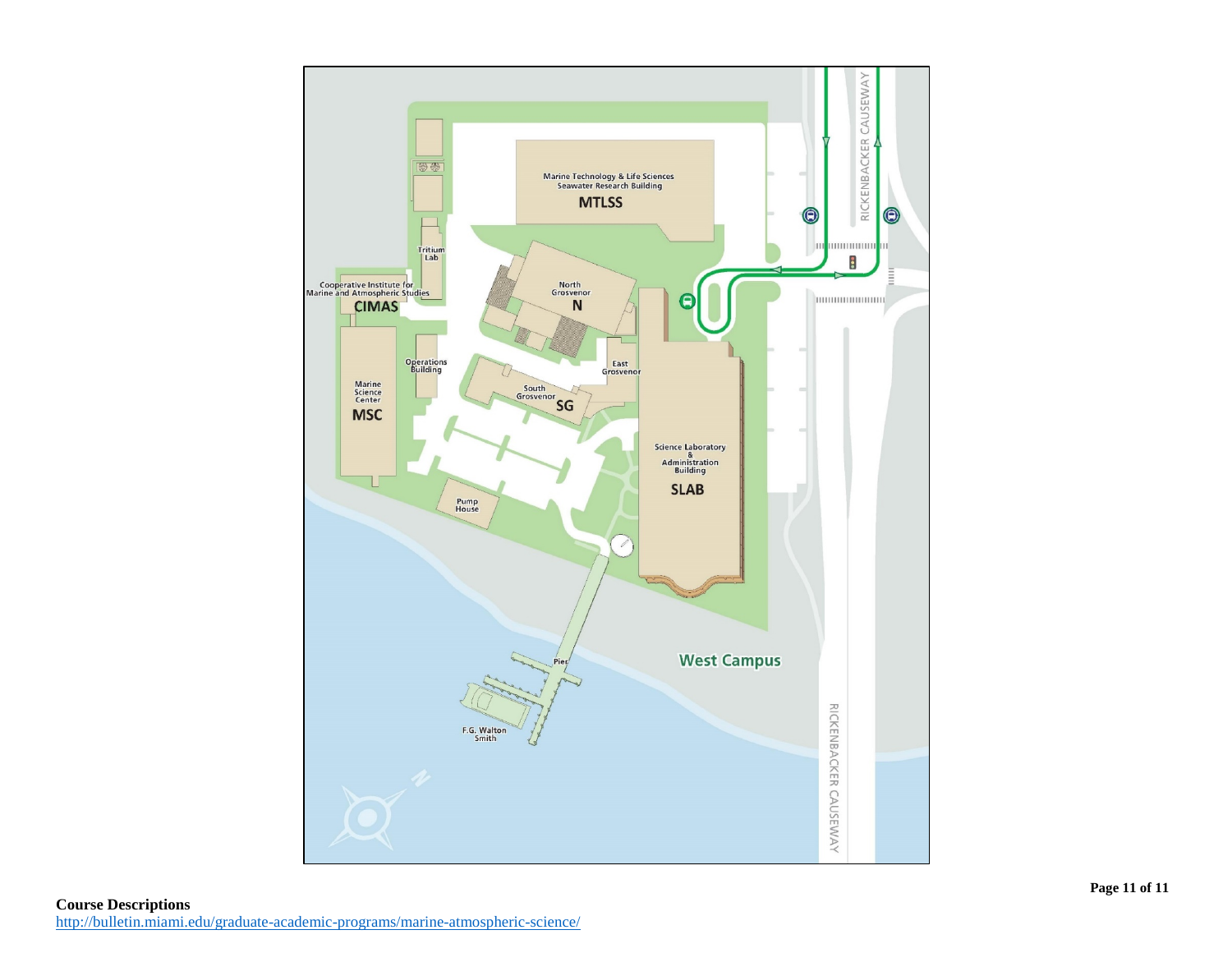Marine Technology & Life Sciences Seawater Research Building

MTLSS

Tritium Lab

Cooperative Institute for Marine and Atmospheric Studies

CIMAS

North Grosvenor

N

Operations Building

East Grosvenor

Marine Science Center

MSC

South Grosvenor

SG

Science Laboratory & Administration Building

SLAB

Pump House

Pier

F.G. Walton Smith

West Campus

RICKENBACKER CAUSEWAY

RICKENBACKER CAUSEWAY

N

**Course Descriptions**
http://bulletin.miami.edu/graduate-academic-programs/marine-atmospheric-science/